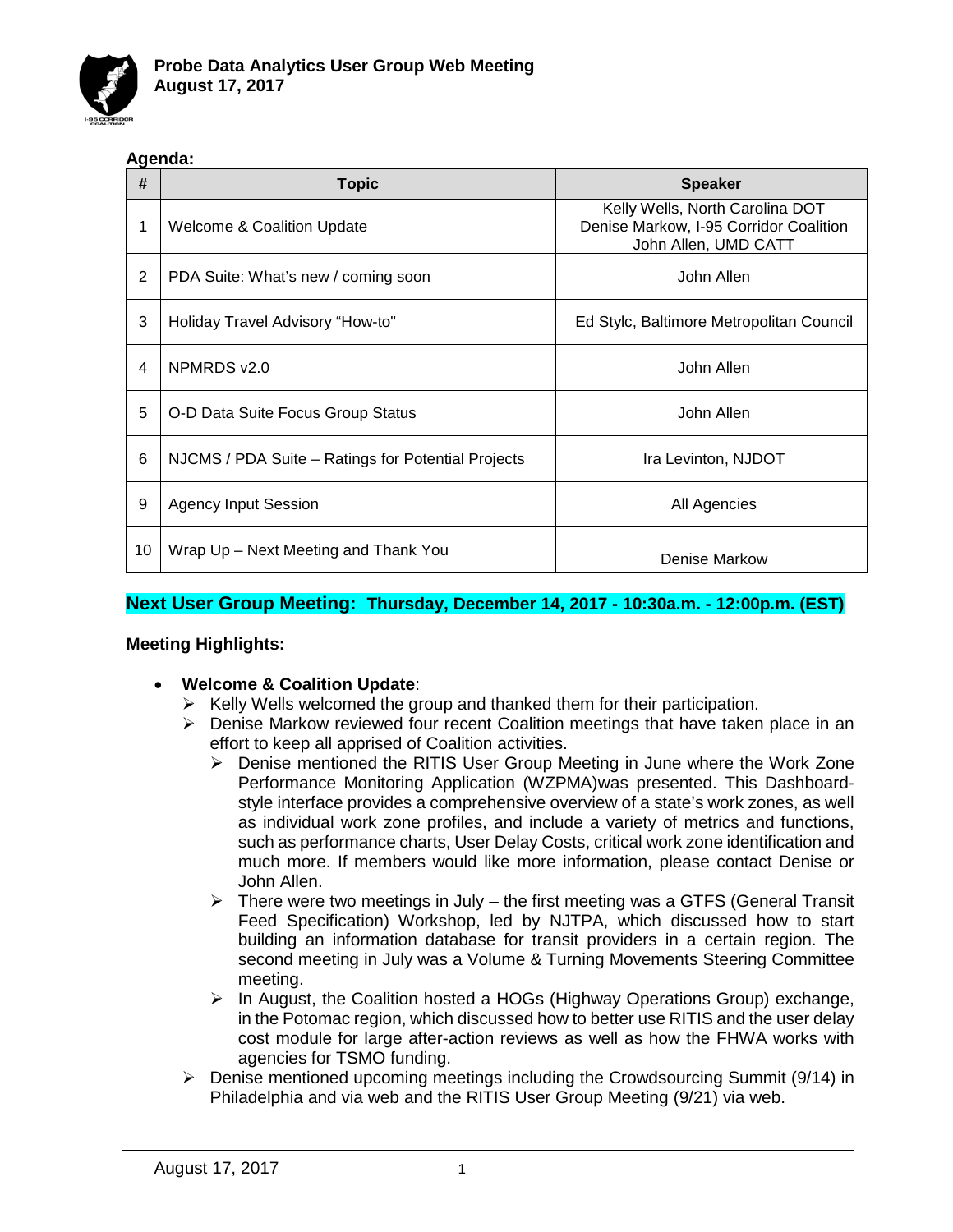# Probe Data Analytics User Group Web Meeting
## August 17, 2017

**Agenda:**

| # | Topic | Speaker |
|---|---|---|
| 1 | Welcome & Coalition Update | Kelly Wells, North Carolina DOT<br>Denise Markow, I-95 Corridor Coalition<br>John Allen, UMD CATT |
| 2 | PDA Suite: What's new / coming soon | John Allen |
| 3 | Holiday Travel Advisory "How-to" | Ed Stylc, Baltimore Metropolitan Council |
| 4 | NPMRDS v2.0 | John Allen |
| 5 | O-D Data Suite Focus Group Status | John Allen |
| 6 | NJCMS / PDA Suite – Ratings for Potential Projects | Ira Levinton, NJDOT |
| 9 | Agency Input Session | All Agencies |
| 10 | Wrap Up – Next Meeting and Thank You | Denise Markow |

**Next User Group Meeting: Thursday, December 14, 2017 - 10:30a.m. - 12:00p.m. (EST)**

**Meeting Highlights:**

- **Welcome & Coalition Update**:
  - Kelly Wells welcomed the group and thanked them for their participation.
  - Denise Markow reviewed four recent Coalition meetings that have taken place in an effort to keep all apprised of Coalition activities.
    - Denise mentioned the RITIS User Group Meeting in June where the Work Zone Performance Monitoring Application (WZPMA)was presented. This Dashboard-style interface provides a comprehensive overview of a state's work zones, as well as individual work zone profiles, and include a variety of metrics and functions, such as performance charts, User Delay Costs, critical work zone identification and much more. If members would like more information, please contact Denise or John Allen.
    - There were two meetings in July – the first meeting was a GTFS (General Transit Feed Specification) Workshop, led by NJTPA, which discussed how to start building an information database for transit providers in a certain region. The second meeting in July was a Volume & Turning Movements Steering Committee meeting.
    - In August, the Coalition hosted a HOGs (Highway Operations Group) exchange, in the Potomac region, which discussed how to better use RITIS and the user delay cost module for large after-action reviews as well as how the FHWA works with agencies for TSMO funding.
  - Denise mentioned upcoming meetings including the Crowdsourcing Summit (9/14) in Philadelphia and via web and the RITIS User Group Meeting (9/21) via web.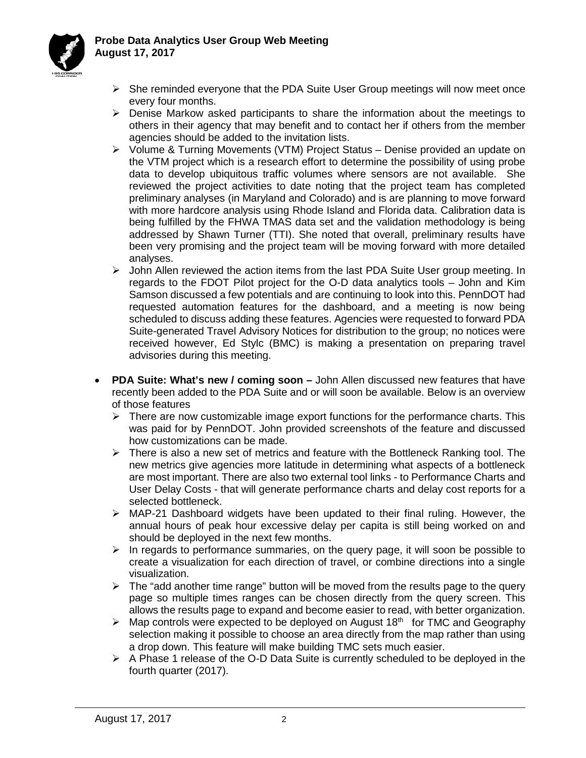- She reminded everyone that the PDA Suite User Group meetings will now meet once every four months.
- Denise Markow asked participants to share the information about the meetings to others in their agency that may benefit and to contact her if others from the member agencies should be added to the invitation lists.
- Volume & Turning Movements (VTM) Project Status – Denise provided an update on the VTM project which is a research effort to determine the possibility of using probe data to develop ubiquitous traffic volumes where sensors are not available. She reviewed the project activities to date noting that the project team has completed preliminary analyses (in Maryland and Colorado) and is are planning to move forward with more hardcore analysis using Rhode Island and Florida data. Calibration data is being fulfilled by the FHWA TMAS data set and the validation methodology is being addressed by Shawn Turner (TTI). She noted that overall, preliminary results have been very promising and the project team will be moving forward with more detailed analyses.
- John Allen reviewed the action items from the last PDA Suite User group meeting. In regards to the FDOT Pilot project for the O-D data analytics tools – John and Kim Samson discussed a few potentials and are continuing to look into this. PennDOT had requested automation features for the dashboard, and a meeting is now being scheduled to discuss adding these features. Agencies were requested to forward PDA Suite-generated Travel Advisory Notices for distribution to the group; no notices were received however, Ed Stylc (BMC) is making a presentation on preparing travel advisories during this meeting.

- **PDA Suite: What's new / coming soon –** John Allen discussed new features that have recently been added to the PDA Suite and or will soon be available. Below is an overview of those features
  - There are now customizable image export functions for the performance charts. This was paid for by PennDOT. John provided screenshots of the feature and discussed how customizations can be made.
  - There is also a new set of metrics and feature with the Bottleneck Ranking tool. The new metrics give agencies more latitude in determining what aspects of a bottleneck are most important. There are also two external tool links - to Performance Charts and User Delay Costs - that will generate performance charts and delay cost reports for a selected bottleneck.
  - MAP-21 Dashboard widgets have been updated to their final ruling. However, the annual hours of peak hour excessive delay per capita is still being worked on and should be deployed in the next few months.
  - In regards to performance summaries, on the query page, it will soon be possible to create a visualization for each direction of travel, or combine directions into a single visualization.
  - The "add another time range" button will be moved from the results page to the query page so multiple times ranges can be chosen directly from the query screen. This allows the results page to expand and become easier to read, with better organization.
  - Map controls were expected to be deployed on August 18th for TMC and Geography selection making it possible to choose an area directly from the map rather than using a drop down. This feature will make building TMC sets much easier.
  - A Phase 1 release of the O-D Data Suite is currently scheduled to be deployed in the fourth quarter (2017).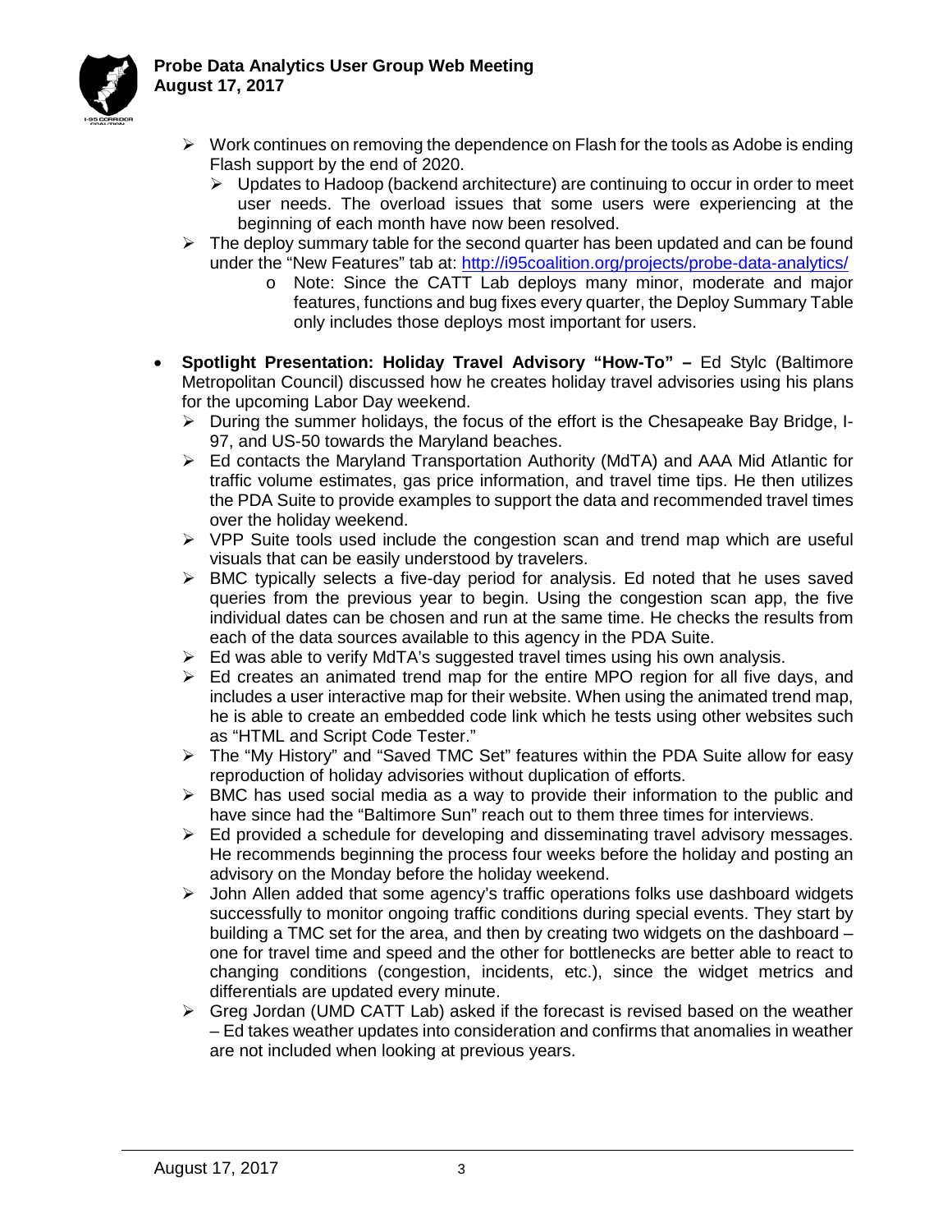- Work continues on removing the dependence on Flash for the tools as Adobe is ending Flash support by the end of 2020.
  - Updates to Hadoop (backend architecture) are continuing to occur in order to meet user needs. The overload issues that some users were experiencing at the beginning of each month have now been resolved.
- The deploy summary table for the second quarter has been updated and can be found under the "New Features" tab at: http://i95coalition.org/projects/probe-data-analytics/
  - Note: Since the CATT Lab deploys many minor, moderate and major features, functions and bug fixes every quarter, the Deploy Summary Table only includes those deploys most important for users.

- **Spotlight Presentation: Holiday Travel Advisory "How-To" –** Ed Stylc (Baltimore Metropolitan Council) discussed how he creates holiday travel advisories using his plans for the upcoming Labor Day weekend.
  - During the summer holidays, the focus of the effort is the Chesapeake Bay Bridge, I-97, and US-50 towards the Maryland beaches.
  - Ed contacts the Maryland Transportation Authority (MdTA) and AAA Mid Atlantic for traffic volume estimates, gas price information, and travel time tips. He then utilizes the PDA Suite to provide examples to support the data and recommended travel times over the holiday weekend.
  - VPP Suite tools used include the congestion scan and trend map which are useful visuals that can be easily understood by travelers.
  - BMC typically selects a five-day period for analysis. Ed noted that he uses saved queries from the previous year to begin. Using the congestion scan app, the five individual dates can be chosen and run at the same time. He checks the results from each of the data sources available to this agency in the PDA Suite.
  - Ed was able to verify MdTA's suggested travel times using his own analysis.
  - Ed creates an animated trend map for the entire MPO region for all five days, and includes a user interactive map for their website. When using the animated trend map, he is able to create an embedded code link which he tests using other websites such as "HTML and Script Code Tester."
  - The "My History" and "Saved TMC Set" features within the PDA Suite allow for easy reproduction of holiday advisories without duplication of efforts.
  - BMC has used social media as a way to provide their information to the public and have since had the "Baltimore Sun" reach out to them three times for interviews.
  - Ed provided a schedule for developing and disseminating travel advisory messages. He recommends beginning the process four weeks before the holiday and posting an advisory on the Monday before the holiday weekend.
  - John Allen added that some agency's traffic operations folks use dashboard widgets successfully to monitor ongoing traffic conditions during special events. They start by building a TMC set for the area, and then by creating two widgets on the dashboard – one for travel time and speed and the other for bottlenecks are better able to react to changing conditions (congestion, incidents, etc.), since the widget metrics and differentials are updated every minute.
  - Greg Jordan (UMD CATT Lab) asked if the forecast is revised based on the weather – Ed takes weather updates into consideration and confirms that anomalies in weather are not included when looking at previous years.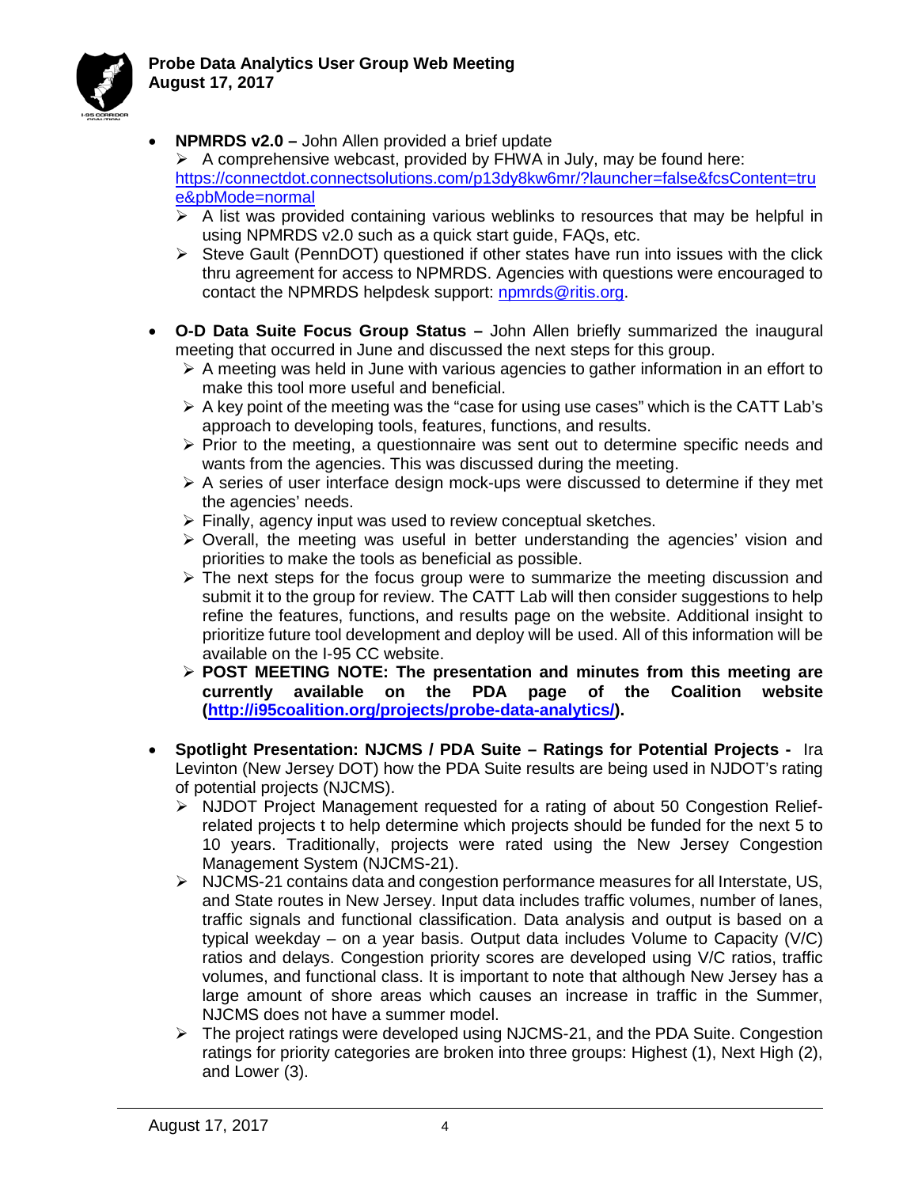- **NPMRDS v2.0 –** John Allen provided a brief update
  - A comprehensive webcast, provided by FHWA in July, may be found here: [https://connectdot.connectsolutions.com/p13dy8kw6mr/?launcher=false&fcsContent=true&pbMode=normal](https://connectdot.connectsolutions.com/p13dy8kw6mr/?launcher=false&fcsContent=true&pbMode=normal)
  - A list was provided containing various weblinks to resources that may be helpful in using NPMRDS v2.0 such as a quick start guide, FAQs, etc.
  - Steve Gault (PennDOT) questioned if other states have run into issues with the click thru agreement for access to NPMRDS. Agencies with questions were encouraged to contact the NPMRDS helpdesk support: [npmrds@ritis.org](mailto:npmrds@ritis.org).

- **O-D Data Suite Focus Group Status –** John Allen briefly summarized the inaugural meeting that occurred in June and discussed the next steps for this group.
  - A meeting was held in June with various agencies to gather information in an effort to make this tool more useful and beneficial.
  - A key point of the meeting was the "case for using use cases" which is the CATT Lab's approach to developing tools, features, functions, and results.
  - Prior to the meeting, a questionnaire was sent out to determine specific needs and wants from the agencies. This was discussed during the meeting.
  - A series of user interface design mock-ups were discussed to determine if they met the agencies' needs.
  - Finally, agency input was used to review conceptual sketches.
  - Overall, the meeting was useful in better understanding the agencies' vision and priorities to make the tools as beneficial as possible.
  - The next steps for the focus group were to summarize the meeting discussion and submit it to the group for review. The CATT Lab will then consider suggestions to help refine the features, functions, and results page on the website. Additional insight to prioritize future tool development and deploy will be used. All of this information will be available on the I-95 CC website.
  - **POST MEETING NOTE: The presentation and minutes from this meeting are currently available on the PDA page of the Coalition website ([http://i95coalition.org/projects/probe-data-analytics/](http://i95coalition.org/projects/probe-data-analytics/)).**

- **Spotlight Presentation: NJCMS / PDA Suite – Ratings for Potential Projects -** Ira Levinton (New Jersey DOT) how the PDA Suite results are being used in NJDOT's rating of potential projects (NJCMS).
  - NJDOT Project Management requested for a rating of about 50 Congestion Relief-related projects t to help determine which projects should be funded for the next 5 to 10 years. Traditionally, projects were rated using the New Jersey Congestion Management System (NJCMS-21).
  - NJCMS-21 contains data and congestion performance measures for all Interstate, US, and State routes in New Jersey. Input data includes traffic volumes, number of lanes, traffic signals and functional classification. Data analysis and output is based on a typical weekday – on a year basis. Output data includes Volume to Capacity (V/C) ratios and delays. Congestion priority scores are developed using V/C ratios, traffic volumes, and functional class. It is important to note that although New Jersey has a large amount of shore areas which causes an increase in traffic in the Summer, NJCMS does not have a summer model.
  - The project ratings were developed using NJCMS-21, and the PDA Suite. Congestion ratings for priority categories are broken into three groups: Highest (1), Next High (2), and Lower (3).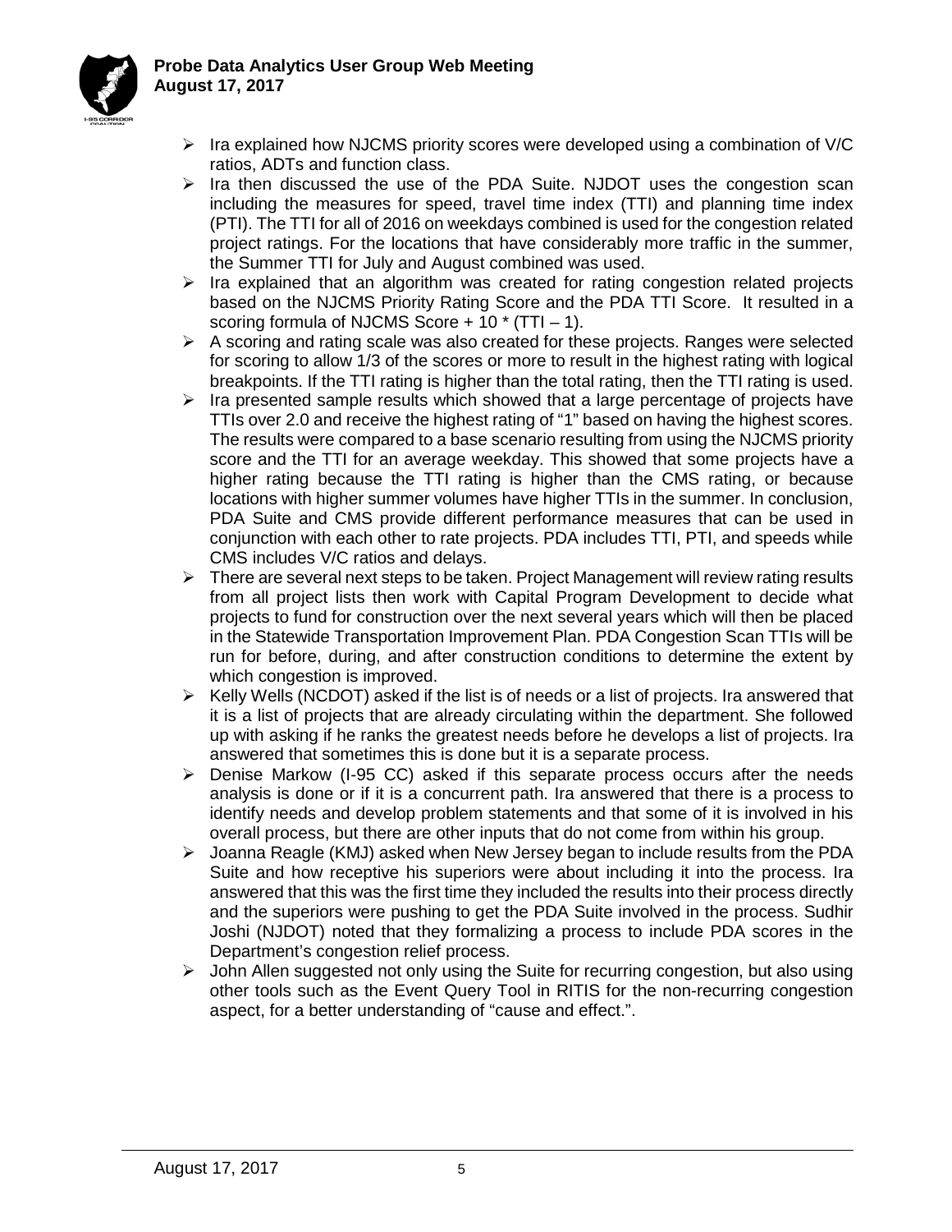- Ira explained how NJCMS priority scores were developed using a combination of V/C ratios, ADTs and function class.
- Ira then discussed the use of the PDA Suite. NJDOT uses the congestion scan including the measures for speed, travel time index (TTI) and planning time index (PTI). The TTI for all of 2016 on weekdays combined is used for the congestion related project ratings. For the locations that have considerably more traffic in the summer, the Summer TTI for July and August combined was used.
- Ira explained that an algorithm was created for rating congestion related projects based on the NJCMS Priority Rating Score and the PDA TTI Score. It resulted in a scoring formula of NJCMS Score + 10 * (TTI – 1).
- A scoring and rating scale was also created for these projects. Ranges were selected for scoring to allow 1/3 of the scores or more to result in the highest rating with logical breakpoints. If the TTI rating is higher than the total rating, then the TTI rating is used.
- Ira presented sample results which showed that a large percentage of projects have TTIs over 2.0 and receive the highest rating of "1" based on having the highest scores. The results were compared to a base scenario resulting from using the NJCMS priority score and the TTI for an average weekday. This showed that some projects have a higher rating because the TTI rating is higher than the CMS rating, or because locations with higher summer volumes have higher TTIs in the summer. In conclusion, PDA Suite and CMS provide different performance measures that can be used in conjunction with each other to rate projects. PDA includes TTI, PTI, and speeds while CMS includes V/C ratios and delays.
- There are several next steps to be taken. Project Management will review rating results from all project lists then work with Capital Program Development to decide what projects to fund for construction over the next several years which will then be placed in the Statewide Transportation Improvement Plan. PDA Congestion Scan TTIs will be run for before, during, and after construction conditions to determine the extent by which congestion is improved.
- Kelly Wells (NCDOT) asked if the list is of needs or a list of projects. Ira answered that it is a list of projects that are already circulating within the department. She followed up with asking if he ranks the greatest needs before he develops a list of projects. Ira answered that sometimes this is done but it is a separate process.
- Denise Markow (I-95 CC) asked if this separate process occurs after the needs analysis is done or if it is a concurrent path. Ira answered that there is a process to identify needs and develop problem statements and that some of it is involved in his overall process, but there are other inputs that do not come from within his group.
- Joanna Reagle (KMJ) asked when New Jersey began to include results from the PDA Suite and how receptive his superiors were about including it into the process. Ira answered that this was the first time they included the results into their process directly and the superiors were pushing to get the PDA Suite involved in the process. Sudhir Joshi (NJDOT) noted that they formalizing a process to include PDA scores in the Department's congestion relief process.
- John Allen suggested not only using the Suite for recurring congestion, but also using other tools such as the Event Query Tool in RITIS for the non-recurring congestion aspect, for a better understanding of "cause and effect.".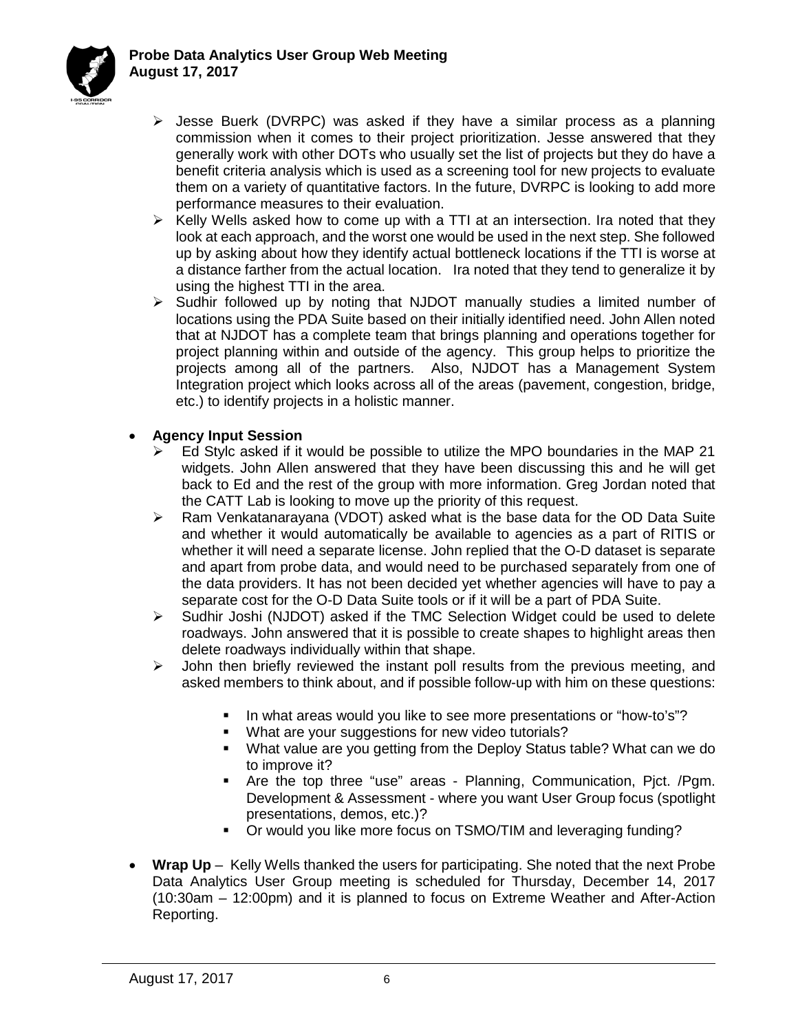- Jesse Buerk (DVRPC) was asked if they have a similar process as a planning commission when it comes to their project prioritization. Jesse answered that they generally work with other DOTs who usually set the list of projects but they do have a benefit criteria analysis which is used as a screening tool for new projects to evaluate them on a variety of quantitative factors. In the future, DVRPC is looking to add more performance measures to their evaluation.
- Kelly Wells asked how to come up with a TTI at an intersection. Ira noted that they look at each approach, and the worst one would be used in the next step. She followed up by asking about how they identify actual bottleneck locations if the TTI is worse at a distance farther from the actual location. Ira noted that they tend to generalize it by using the highest TTI in the area.
- Sudhir followed up by noting that NJDOT manually studies a limited number of locations using the PDA Suite based on their initially identified need. John Allen noted that at NJDOT has a complete team that brings planning and operations together for project planning within and outside of the agency. This group helps to prioritize the projects among all of the partners. Also, NJDOT has a Management System Integration project which looks across all of the areas (pavement, congestion, bridge, etc.) to identify projects in a holistic manner.

- **Agency Input Session**
  - Ed Stylc asked if it would be possible to utilize the MPO boundaries in the MAP 21 widgets. John Allen answered that they have been discussing this and he will get back to Ed and the rest of the group with more information. Greg Jordan noted that the CATT Lab is looking to move up the priority of this request.
  - Ram Venkatanarayana (VDOT) asked what is the base data for the OD Data Suite and whether it would automatically be available to agencies as a part of RITIS or whether it will need a separate license. John replied that the O-D dataset is separate and apart from probe data, and would need to be purchased separately from one of the data providers. It has not been decided yet whether agencies will have to pay a separate cost for the O-D Data Suite tools or if it will be a part of PDA Suite.
  - Sudhir Joshi (NJDOT) asked if the TMC Selection Widget could be used to delete roadways. John answered that it is possible to create shapes to highlight areas then delete roadways individually within that shape.
  - John then briefly reviewed the instant poll results from the previous meeting, and asked members to think about, and if possible follow-up with him on these questions:
    - In what areas would you like to see more presentations or "how-to's"?
    - What are your suggestions for new video tutorials?
    - What value are you getting from the Deploy Status table? What can we do to improve it?
    - Are the top three "use" areas - Planning, Communication, Pjct. /Pgm. Development & Assessment - where you want User Group focus (spotlight presentations, demos, etc.)?
    - Or would you like more focus on TSMO/TIM and leveraging funding?

- **Wrap Up** – Kelly Wells thanked the users for participating. She noted that the next Probe Data Analytics User Group meeting is scheduled for Thursday, December 14, 2017 (10:30am – 12:00pm) and it is planned to focus on Extreme Weather and After-Action Reporting.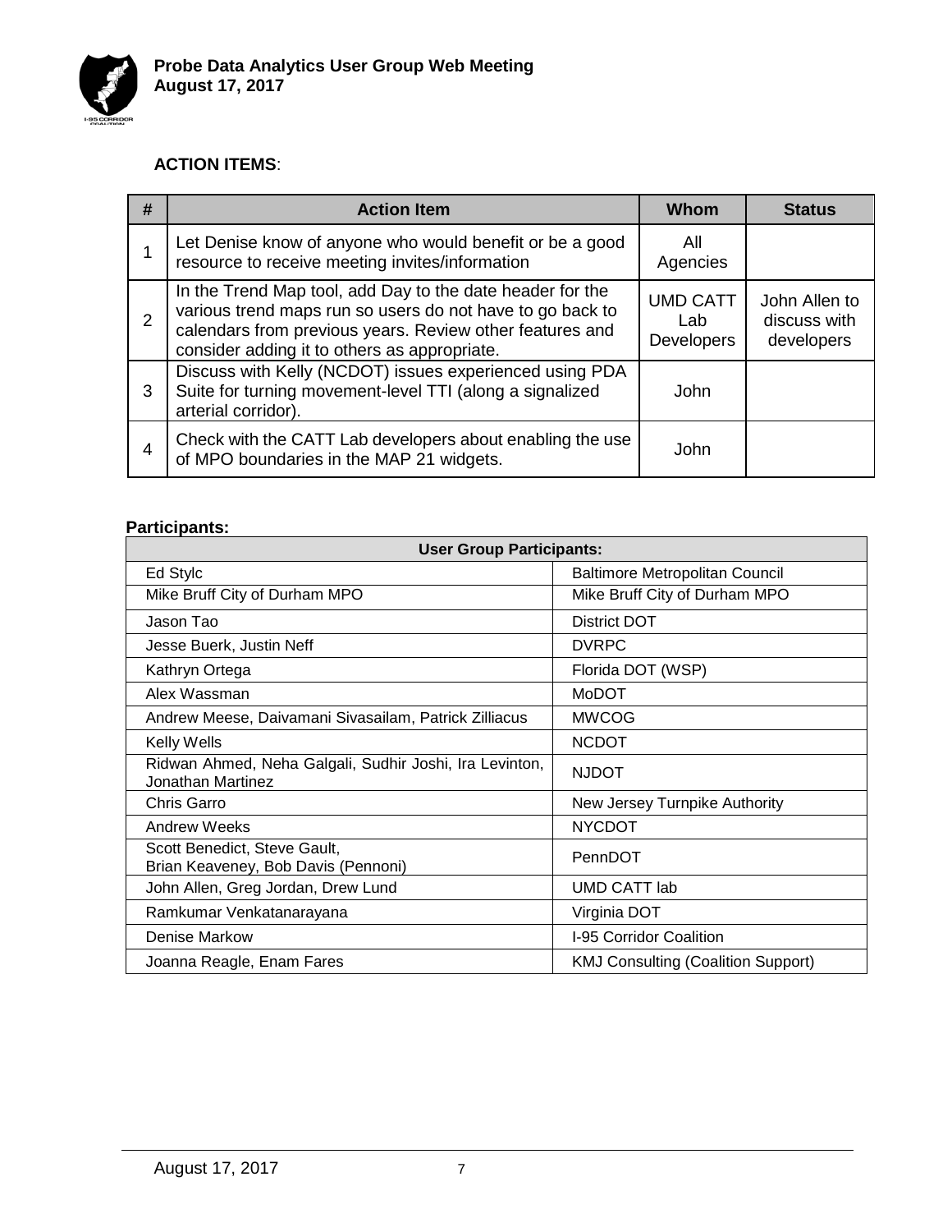**ACTION ITEMS**:

| # | Action Item | Whom | Status |
|---|---|---|---|
| 1 | Let Denise know of anyone who would benefit or be a good resource to receive meeting invites/information | All Agencies | |
| 2 | In the Trend Map tool, add Day to the date header for the various trend maps run so users do not have to go back to calendars from previous years. Review other features and consider adding it to others as appropriate. | UMD CATT Lab Developers | John Allen to discuss with developers |
| 3 | Discuss with Kelly (NCDOT) issues experienced using PDA Suite for turning movement-level TTI (along a signalized arterial corridor). | John | |
| 4 | Check with the CATT Lab developers about enabling the use of MPO boundaries in the MAP 21 widgets. | John | |

**Participants:**

| User Group Participants: | |
|---|---|
| Ed Stylc | Baltimore Metropolitan Council |
| Mike Bruff City of Durham MPO | Mike Bruff City of Durham MPO |
| Jason Tao | District DOT |
| Jesse Buerk, Justin Neff | DVRPC |
| Kathryn Ortega | Florida DOT (WSP) |
| Alex Wassman | MoDOT |
| Andrew Meese, Daivamani Sivasailam, Patrick Zilliacus | MWCOG |
| Kelly Wells | NCDOT |
| Ridwan Ahmed, Neha Galgali, Sudhir Joshi, Ira Levinton, Jonathan Martinez | NJDOT |
| Chris Garro | New Jersey Turnpike Authority |
| Andrew Weeks | NYCDOT |
| Scott Benedict, Steve Gault, Brian Keaveney, Bob Davis (Pennoni) | PennDOT |
| John Allen, Greg Jordan, Drew Lund | UMD CATT lab |
| Ramkumar Venkatanarayana | Virginia DOT |
| Denise Markow | I-95 Corridor Coalition |
| Joanna Reagle, Enam Fares | KMJ Consulting (Coalition Support) |